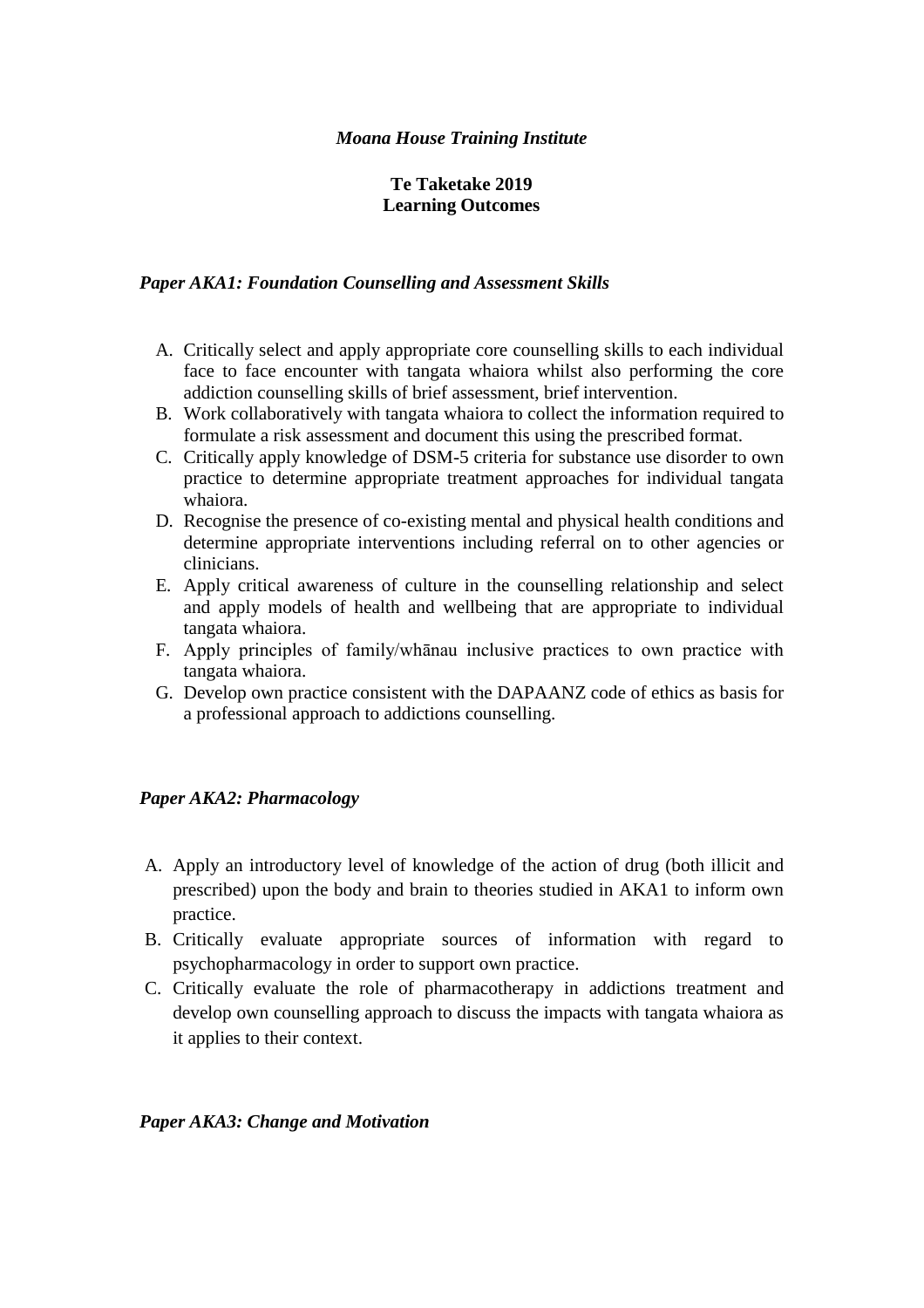*Moana House Training Institute*

**Te Taketake 2019**
**Learning Outcomes**

### *Paper AKA1: Foundation Counselling and Assessment Skills*

A. Critically select and apply appropriate core counselling skills to each individual face to face encounter with tangata whaiora whilst also performing the core addiction counselling skills of brief assessment, brief intervention.
B. Work collaboratively with tangata whaiora to collect the information required to formulate a risk assessment and document this using the prescribed format.
C. Critically apply knowledge of DSM-5 criteria for substance use disorder to own practice to determine appropriate treatment approaches for individual tangata whaiora.
D. Recognise the presence of co-existing mental and physical health conditions and determine appropriate interventions including referral on to other agencies or clinicians.
E. Apply critical awareness of culture in the counselling relationship and select and apply models of health and wellbeing that are appropriate to individual tangata whaiora.
F. Apply principles of family/whānau inclusive practices to own practice with tangata whaiora.
G. Develop own practice consistent with the DAPAANZ code of ethics as basis for a professional approach to addictions counselling.

### *Paper AKA2: Pharmacology*

A. Apply an introductory level of knowledge of the action of drug (both illicit and prescribed) upon the body and brain to theories studied in AKA1 to inform own practice.
B. Critically evaluate appropriate sources of information with regard to psychopharmacology in order to support own practice.
C. Critically evaluate the role of pharmacotherapy in addictions treatment and develop own counselling approach to discuss the impacts with tangata whaiora as it applies to their context.

### *Paper AKA3: Change and Motivation*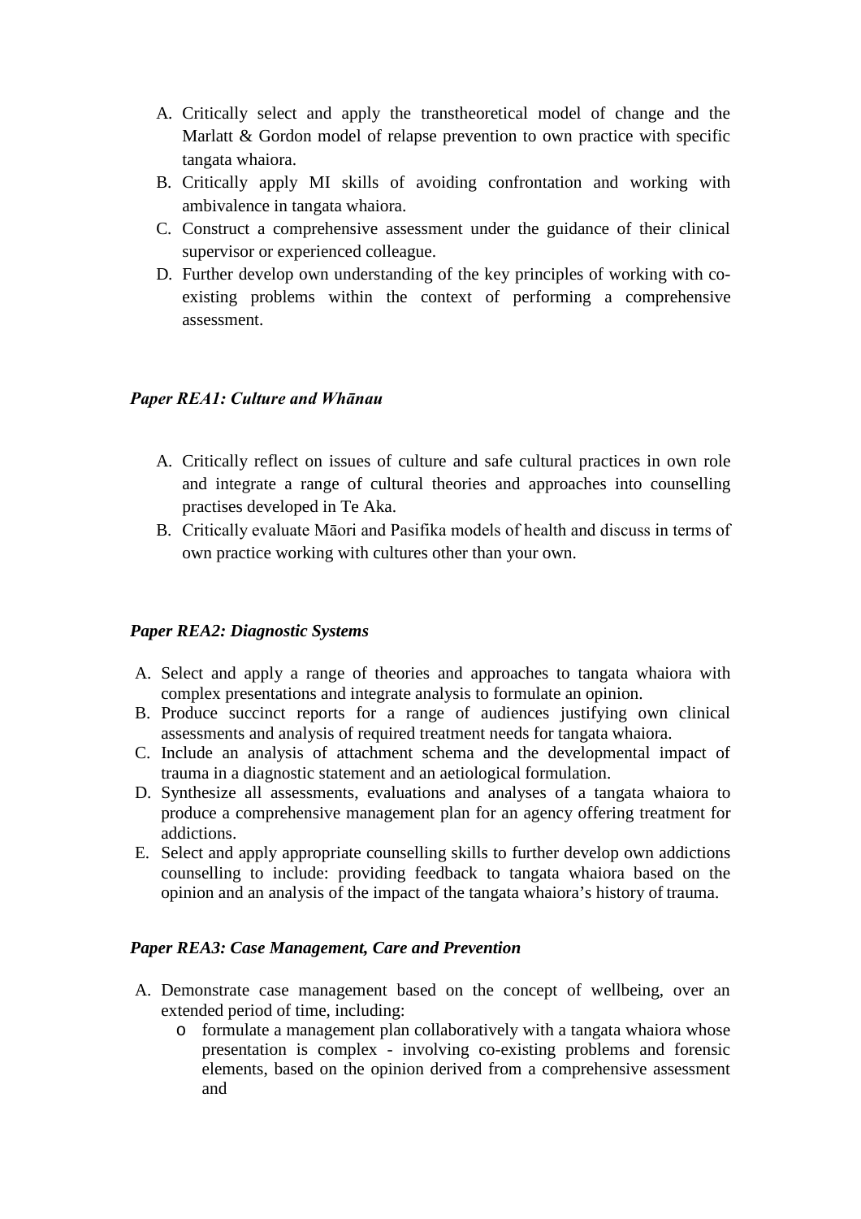A. Critically select and apply the transtheoretical model of change and the Marlatt & Gordon model of relapse prevention to own practice with specific tangata whaiora.
B. Critically apply MI skills of avoiding confrontation and working with ambivalence in tangata whaiora.
C. Construct a comprehensive assessment under the guidance of their clinical supervisor or experienced colleague.
D. Further develop own understanding of the key principles of working with co-existing problems within the context of performing a comprehensive assessment.

***Paper REA1: Culture and Whānau***

A. Critically reflect on issues of culture and safe cultural practices in own role and integrate a range of cultural theories and approaches into counselling practises developed in Te Aka.
B. Critically evaluate Māori and Pasifika models of health and discuss in terms of own practice working with cultures other than your own.

***Paper REA2: Diagnostic Systems***

A. Select and apply a range of theories and approaches to tangata whaiora with complex presentations and integrate analysis to formulate an opinion.
B. Produce succinct reports for a range of audiences justifying own clinical assessments and analysis of required treatment needs for tangata whaiora.
C. Include an analysis of attachment schema and the developmental impact of trauma in a diagnostic statement and an aetiological formulation.
D. Synthesize all assessments, evaluations and analyses of a tangata whaiora to produce a comprehensive management plan for an agency offering treatment for addictions.
E. Select and apply appropriate counselling skills to further develop own addictions counselling to include: providing feedback to tangata whaiora based on the opinion and an analysis of the impact of the tangata whaiora's history of trauma.

***Paper REA3: Case Management, Care and Prevention***

A. Demonstrate case management based on the concept of wellbeing, over an extended period of time, including:
    - formulate a management plan collaboratively with a tangata whaiora whose presentation is complex - involving co-existing problems and forensic elements, based on the opinion derived from a comprehensive assessment and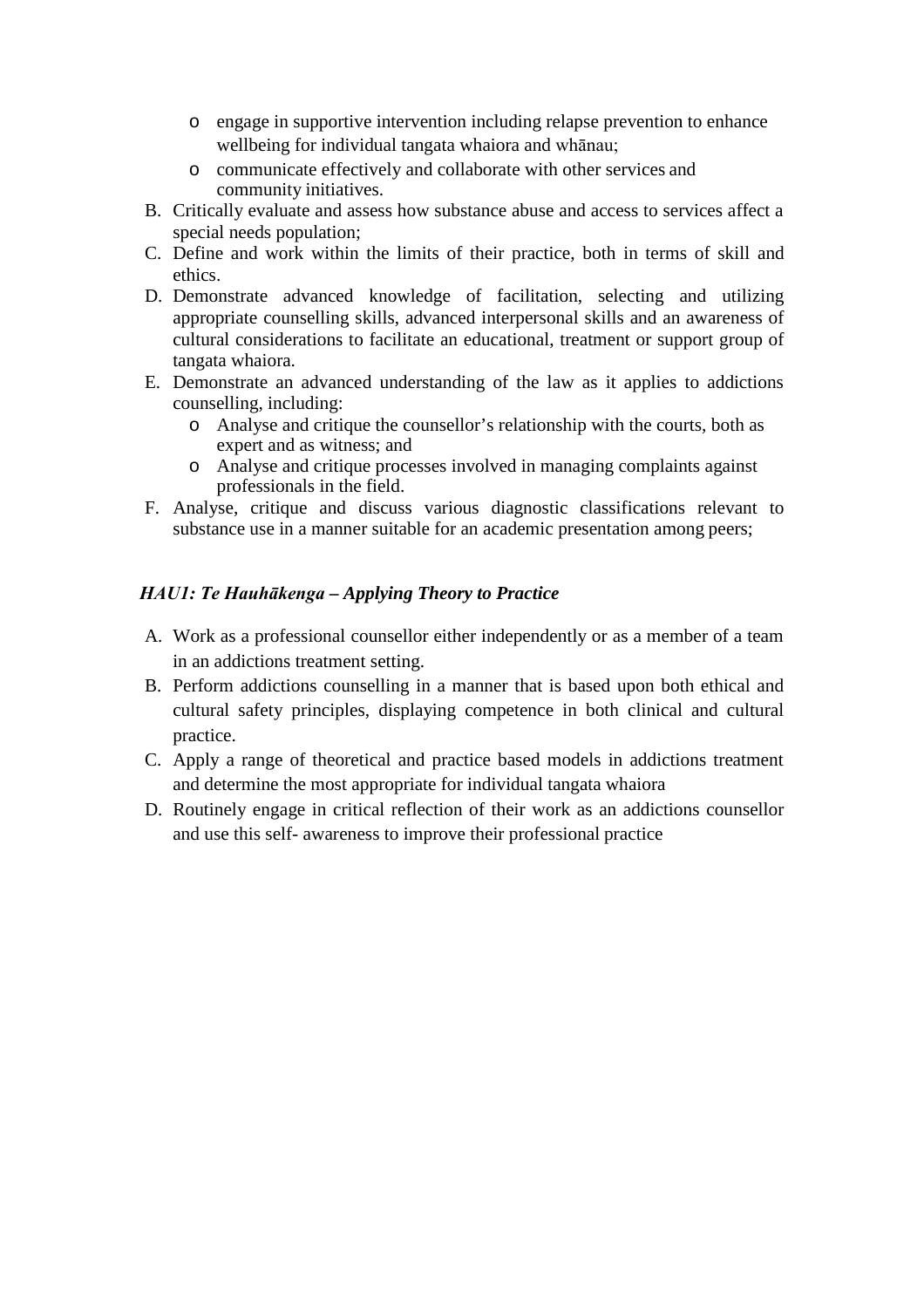- engage in supportive intervention including relapse prevention to enhance wellbeing for individual tangata whaiora and whānau;
- communicate effectively and collaborate with other services and community initiatives.

B. Critically evaluate and assess how substance abuse and access to services affect a special needs population;

C. Define and work within the limits of their practice, both in terms of skill and ethics.

D. Demonstrate advanced knowledge of facilitation, selecting and utilizing appropriate counselling skills, advanced interpersonal skills and an awareness of cultural considerations to facilitate an educational, treatment or support group of tangata whaiora.

E. Demonstrate an advanced understanding of the law as it applies to addictions counselling, including:
   - Analyse and critique the counsellor's relationship with the courts, both as expert and as witness; and
   - Analyse and critique processes involved in managing complaints against professionals in the field.

F. Analyse, critique and discuss various diagnostic classifications relevant to substance use in a manner suitable for an academic presentation among peers;

***HAU1: Te Hauhākenga – Applying Theory to Practice***

A. Work as a professional counsellor either independently or as a member of a team in an addictions treatment setting.

B. Perform addictions counselling in a manner that is based upon both ethical and cultural safety principles, displaying competence in both clinical and cultural practice.

C. Apply a range of theoretical and practice based models in addictions treatment and determine the most appropriate for individual tangata whaiora

D. Routinely engage in critical reflection of their work as an addictions counsellor and use this self- awareness to improve their professional practice